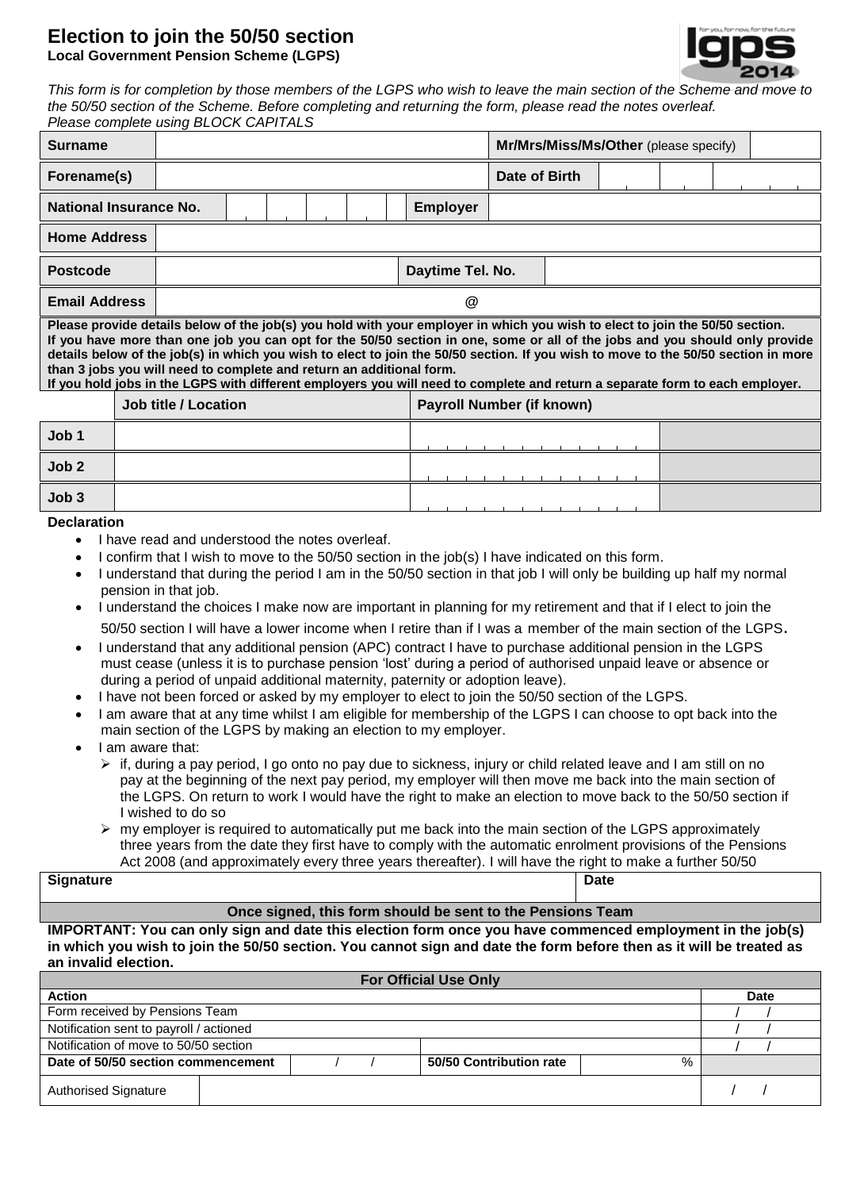# Election to join the 50/50 section

**Local Government Pension Scheme (LGPS)**

*This form is for completion by those members of the LGPS who wish to leave the main section of the Scheme and move to the 50/50 section of the Scheme. Before completing and returning the form, please read the notes overleaf.*
*Please complete using BLOCK CAPITALS*

| | | | |
|---|---|---|---|
| **Surname** | | **Mr/Mrs/Miss/Ms/Other** (please specify) | |
| **Forename(s)** | | **Date of Birth** | |
| **National Insurance No.** | | **Employer** | |
| **Home Address** | | | |
| **Postcode** | | **Daytime Tel. No.** | |
| **Email Address** | @ | | |

**Please provide details below of the job(s) you hold with your employer in which you wish to elect to join the 50/50 section. If you have more than one job you can opt for the 50/50 section in one, some or all of the jobs and you should only provide details below of the job(s) in which you wish to elect to join the 50/50 section. If you wish to move to the 50/50 section in more than 3 jobs you will need to complete and return an additional form.**
**If you hold jobs in the LGPS with different employers you will need to complete and return a separate form to each employer.**

| | Job title / Location | Payroll Number (if known) | |
|---|---|---|---|
| **Job 1** | | | |
| **Job 2** | | | |
| **Job 3** | | | |

**Declaration**

- I have read and understood the notes overleaf.
- I confirm that I wish to move to the 50/50 section in the job(s) I have indicated on this form.
- I understand that during the period I am in the 50/50 section in that job I will only be building up half my normal pension in that job.
- I understand the choices I make now are important in planning for my retirement and that if I elect to join the 50/50 section I will have a lower income when I retire than if I was a member of the main section of the LGPS.
- I understand that any additional pension (APC) contract I have to purchase additional pension in the LGPS must cease (unless it is to purchase pension 'lost' during a period of authorised unpaid leave or absence or during a period of unpaid additional maternity, paternity or adoption leave).
- I have not been forced or asked by my employer to elect to join the 50/50 section of the LGPS.
- I am aware that at any time whilst I am eligible for membership of the LGPS I can choose to opt back into the main section of the LGPS by making an election to my employer.
- I am aware that:
  - if, during a pay period, I go onto no pay due to sickness, injury or child related leave and I am still on no pay at the beginning of the next pay period, my employer will then move me back into the main section of the LGPS. On return to work I would have the right to make an election to move back to the 50/50 section if I wished to do so
  - my employer is required to automatically put me back into the main section of the LGPS approximately three years from the date they first have to comply with the automatic enrolment provisions of the Pensions Act 2008 (and approximately every three years thereafter). I will have the right to make a further 50/50

| | |
|---|---|
| **Signature** | **Date** |

**Once signed, this form should be sent to the Pensions Team**

**IMPORTANT: You can only sign and date this election form once you have commenced employment in the job(s) in which you wish to join the 50/50 section. You cannot sign and date the form before then as it will be treated as an invalid election.**

| **For Official Use Only** | | | | |
|---|---|---|---|---|
| **Action** | | | | **Date** |
| Form received by Pensions Team | | | | / / |
| Notification sent to payroll / actioned | | | | / / |
| Notification of move to 50/50 section | | | | / / |
| **Date of 50/50 section commencement** | / / | **50/50 Contribution rate** | % | |
| Authorised Signature | | | | / / |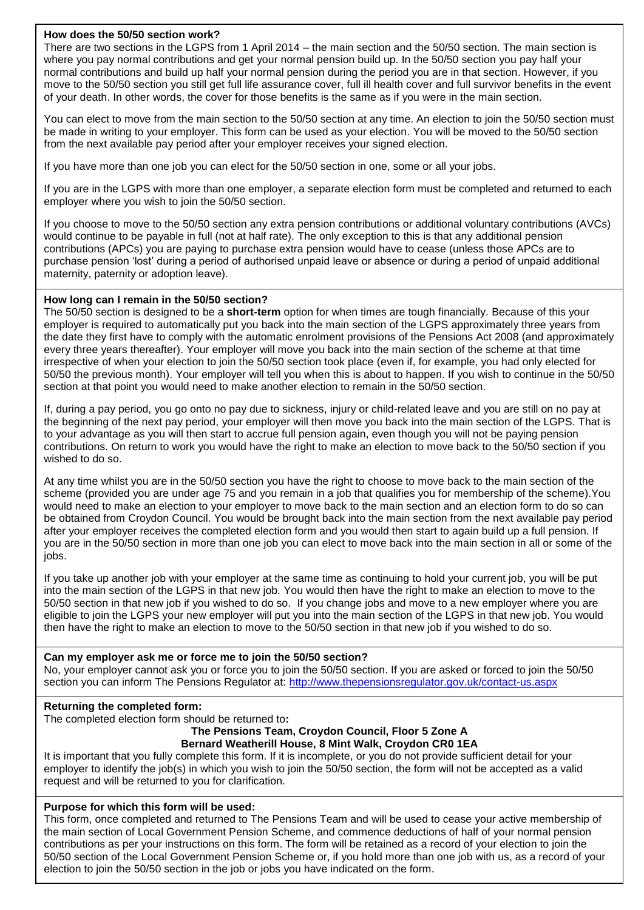**How does the 50/50 section work?**

There are two sections in the LGPS from 1 April 2014 – the main section and the 50/50 section. The main section is where you pay normal contributions and get your normal pension build up. In the 50/50 section you pay half your normal contributions and build up half your normal pension during the period you are in that section. However, if you move to the 50/50 section you still get full life assurance cover, full ill health cover and full survivor benefits in the event of your death. In other words, the cover for those benefits is the same as if you were in the main section.

You can elect to move from the main section to the 50/50 section at any time. An election to join the 50/50 section must be made in writing to your employer. This form can be used as your election. You will be moved to the 50/50 section from the next available pay period after your employer receives your signed election.

If you have more than one job you can elect for the 50/50 section in one, some or all your jobs.

If you are in the LGPS with more than one employer, a separate election form must be completed and returned to each employer where you wish to join the 50/50 section.

If you choose to move to the 50/50 section any extra pension contributions or additional voluntary contributions (AVCs) would continue to be payable in full (not at half rate). The only exception to this is that any additional pension contributions (APCs) you are paying to purchase extra pension would have to cease (unless those APCs are to purchase pension 'lost' during a period of authorised unpaid leave or absence or during a period of unpaid additional maternity, paternity or adoption leave).

**How long can I remain in the 50/50 section?**

The 50/50 section is designed to be a **short-term** option for when times are tough financially. Because of this your employer is required to automatically put you back into the main section of the LGPS approximately three years from the date they first have to comply with the automatic enrolment provisions of the Pensions Act 2008 (and approximately every three years thereafter). Your employer will move you back into the main section of the scheme at that time irrespective of when your election to join the 50/50 section took place (even if, for example, you had only elected for 50/50 the previous month). Your employer will tell you when this is about to happen. If you wish to continue in the 50/50 section at that point you would need to make another election to remain in the 50/50 section.

If, during a pay period, you go onto no pay due to sickness, injury or child-related leave and you are still on no pay at the beginning of the next pay period, your employer will then move you back into the main section of the LGPS. That is to your advantage as you will then start to accrue full pension again, even though you will not be paying pension contributions. On return to work you would have the right to make an election to move back to the 50/50 section if you wished to do so.

At any time whilst you are in the 50/50 section you have the right to choose to move back to the main section of the scheme (provided you are under age 75 and you remain in a job that qualifies you for membership of the scheme).You would need to make an election to your employer to move back to the main section and an election form to do so can be obtained from Croydon Council. You would be brought back into the main section from the next available pay period after your employer receives the completed election form and you would then start to again build up a full pension. If you are in the 50/50 section in more than one job you can elect to move back into the main section in all or some of the jobs.

If you take up another job with your employer at the same time as continuing to hold your current job, you will be put into the main section of the LGPS in that new job. You would then have the right to make an election to move to the 50/50 section in that new job if you wished to do so. If you change jobs and move to a new employer where you are eligible to join the LGPS your new employer will put you into the main section of the LGPS in that new job. You would then have the right to make an election to move to the 50/50 section in that new job if you wished to do so.

**Can my employer ask me or force me to join the 50/50 section?**

No, your employer cannot ask you or force you to join the 50/50 section. If you are asked or forced to join the 50/50 section you can inform The Pensions Regulator at: http://www.thepensionsregulator.gov.uk/contact-us.aspx

**Returning the completed form:**

The completed election form should be returned to**:**

**The Pensions Team, Croydon Council, Floor 5 Zone A**
**Bernard Weatherill House, 8 Mint Walk, Croydon CR0 1EA**

It is important that you fully complete this form. If it is incomplete, or you do not provide sufficient detail for your employer to identify the job(s) in which you wish to join the 50/50 section, the form will not be accepted as a valid request and will be returned to you for clarification.

**Purpose for which this form will be used:**

This form, once completed and returned to The Pensions Team and will be used to cease your active membership of the main section of Local Government Pension Scheme, and commence deductions of half of your normal pension contributions as per your instructions on this form. The form will be retained as a record of your election to join the 50/50 section of the Local Government Pension Scheme or, if you hold more than one job with us, as a record of your election to join the 50/50 section in the job or jobs you have indicated on the form.